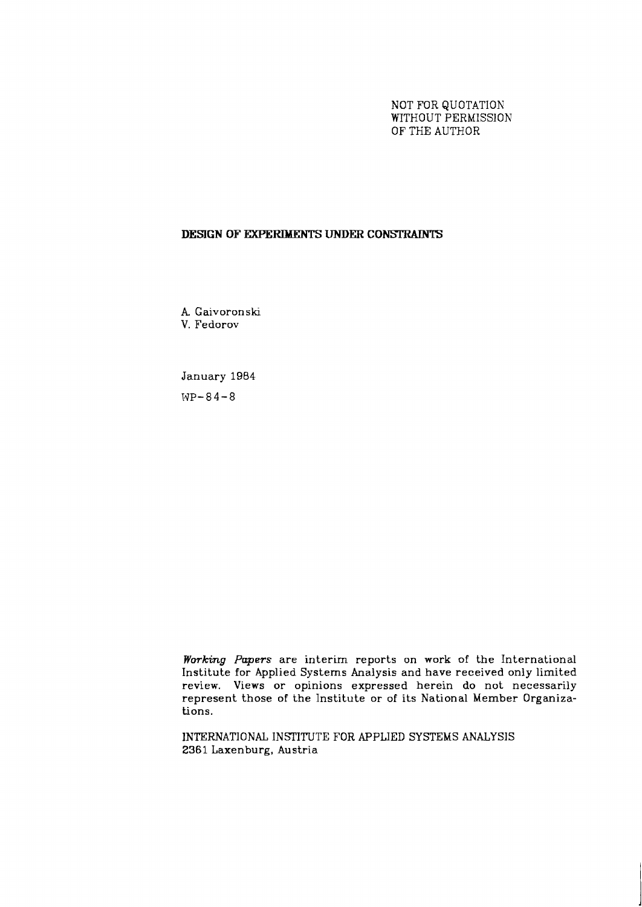NOT FOR QUOTATION
WITHOUT PERMISSION
OF THE AUTHOR

# DESIGN OF EXPERIMENTS UNDER CONSTRAINTS

A. Gaivoronski
V. Fedorov

January 1984

WP-84-8

*Working Papers* are interim reports on work of the International Institute for Applied Systems Analysis and have received only limited review. Views or opinions expressed herein do not necessarily represent those of the Institute or of its National Member Organizations.

INTERNATIONAL INSTITUTE FOR APPLIED SYSTEMS ANALYSIS
2361 Laxenburg, Austria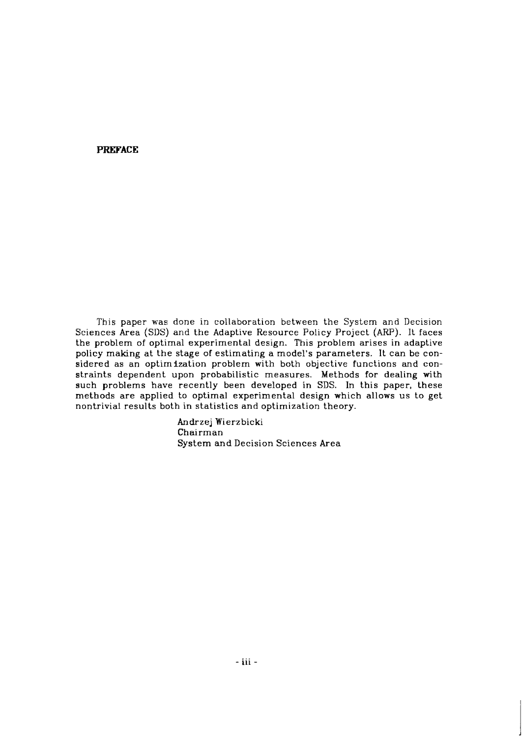## PREFACE

This paper was done in collaboration between the System and Decision Sciences Area (SDS) and the Adaptive Resource Policy Project (ARP). It faces the problem of optimal experimental design. This problem arises in adaptive policy making at the stage of estimating a model's parameters. It can be considered as an optimization problem with both objective functions and constraints dependent upon probabilistic measures. Methods for dealing with such problems have recently been developed in SDS. In this paper, these methods are applied to optimal experimental design which allows us to get nontrivial results both in statistics and optimization theory.

Andrzej Wierzbicki  
Chairman  
System and Decision Sciences Area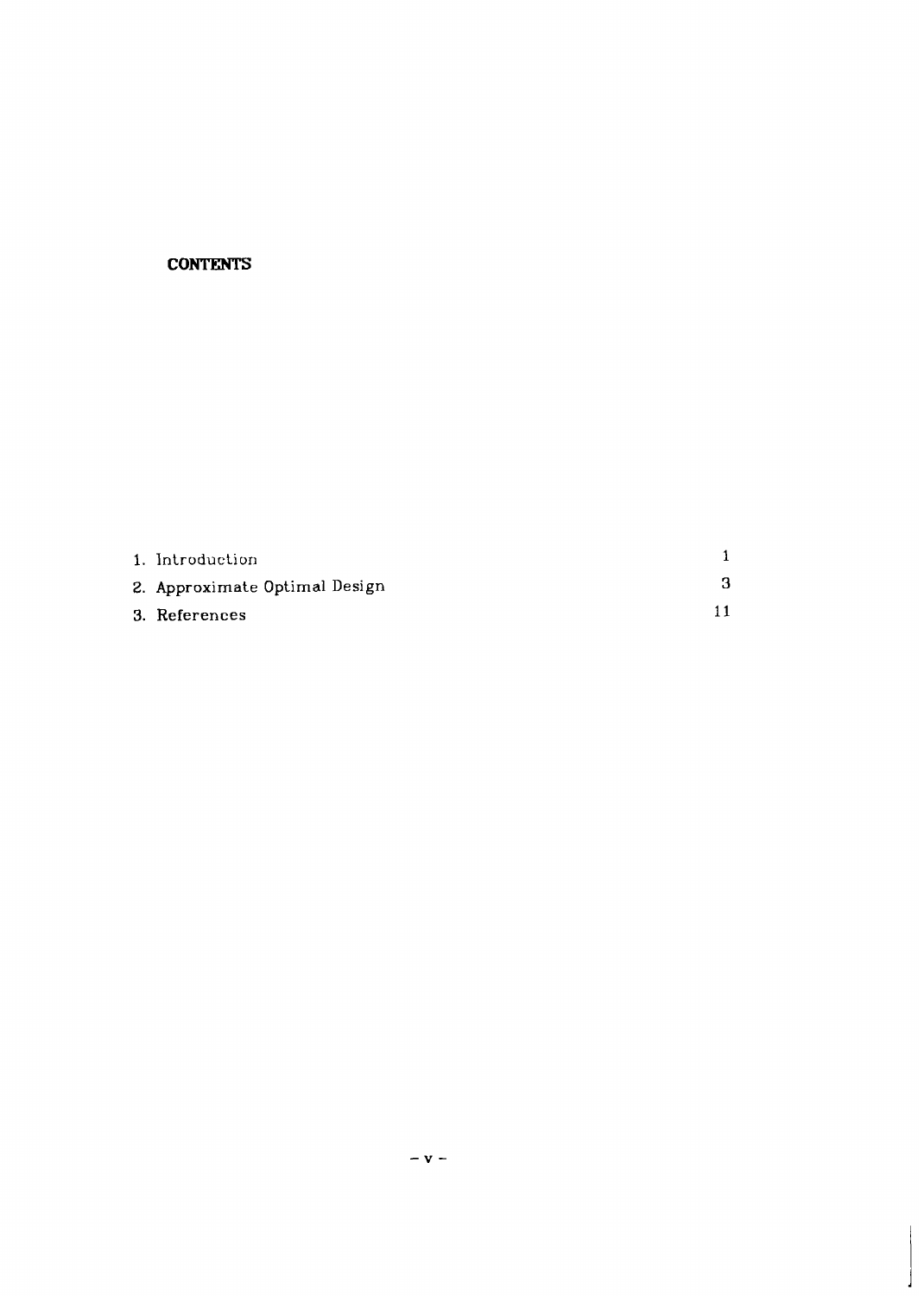**CONTENTS**

| | |
|---|---|
| 1. Introduction | 1 |
| 2. Approximate Optimal Design | 3 |
| 3. References | 11 |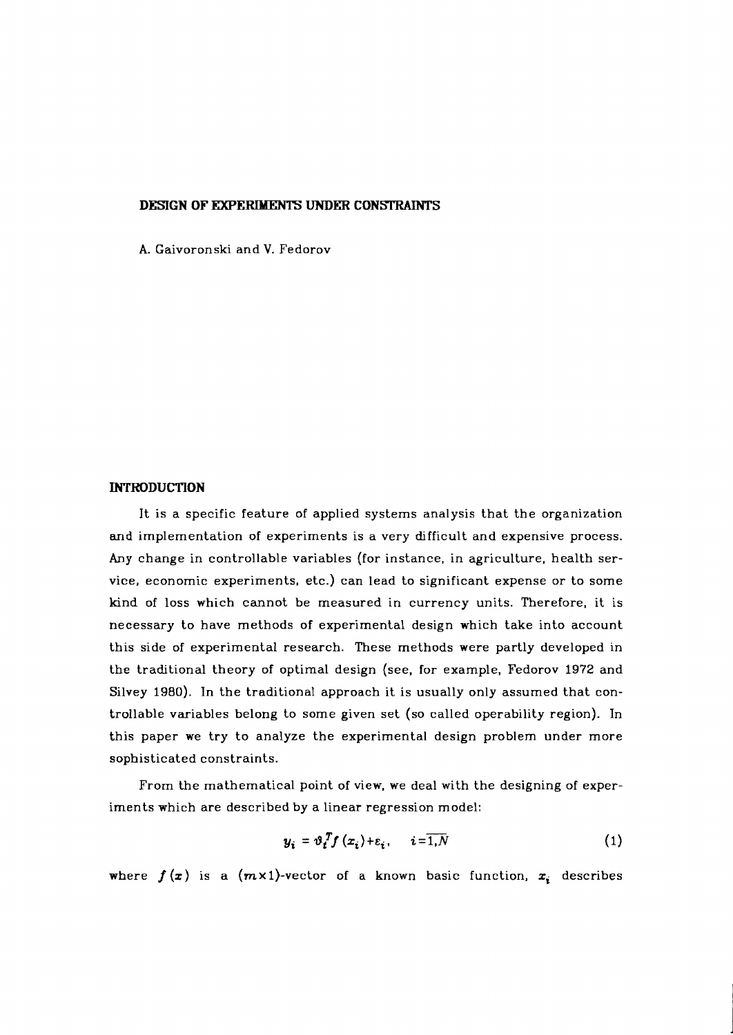# DESIGN OF EXPERIMENTS UNDER CONSTRAINTS

A. Gaivoronski and V. Fedorov

## INTRODUCTION

It is a specific feature of applied systems analysis that the organization and implementation of experiments is a very difficult and expensive process. Any change in controllable variables (for instance, in agriculture, health service, economic experiments, etc.) can lead to significant expense or to some kind of loss which cannot be measured in currency units. Therefore, it is necessary to have methods of experimental design which take into account this side of experimental research. These methods were partly developed in the traditional theory of optimal design (see, for example, Fedorov 1972 and Silvey 1980). In the traditional approach it is usually only assumed that controllable variables belong to some given set (so called operability region). In this paper we try to analyze the experimental design problem under more sophisticated constraints.

From the mathematical point of view, we deal with the designing of experiments which are described by a linear regression model:

$$y_i = \vartheta_t^T f(x_i) + \varepsilon_i, \quad i = \overline{1,N} \tag{1}$$

where $f(x)$ is a $(m \times 1)$-vector of a known basic function, $x_i$ describes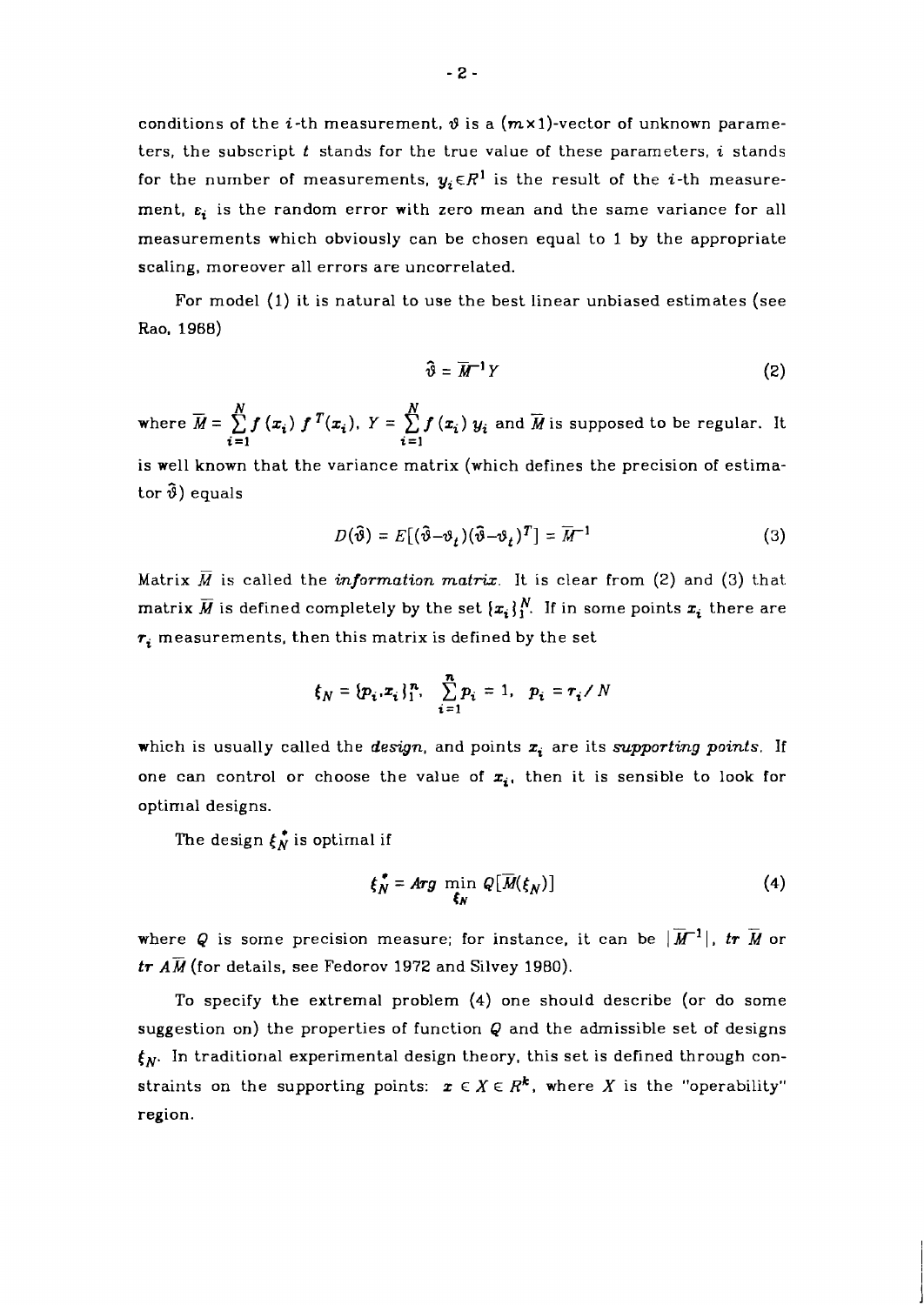conditions of the $i$-th measurement, $\vartheta$ is a $(m \times 1)$-vector of unknown parameters, the subscript $t$ stands for the true value of these parameters, $i$ stands for the number of measurements, $y_i \in R^1$ is the result of the $i$-th measurement, $\varepsilon_i$ is the random error with zero mean and the same variance for all measurements which obviously can be chosen equal to 1 by the appropriate scaling, moreover all errors are uncorrelated.

For model (1) it is natural to use the best linear unbiased estimates (see Rao, 1968)

$$\hat{\vartheta} = \overline{M}^{-1} Y \tag{2}$$

where $\overline{M} = \sum_{i=1}^{N} f(x_i) f^T(x_i)$, $Y = \sum_{i=1}^{N} f(x_i) y_i$ and $\overline{M}$ is supposed to be regular. It is well known that the variance matrix (which defines the precision of estimator $\hat{\vartheta}$) equals

$$D(\hat{\vartheta}) = E[(\hat{\vartheta} - \vartheta_t)(\hat{\vartheta} - \vartheta_t)^T] = \overline{M}^{-1} \tag{3}$$

Matrix $\overline{M}$ is called the *information matrix*. It is clear from (2) and (3) that matrix $\overline{M}$ is defined completely by the set $\{x_i\}_1^N$. If in some points $x_i$ there are $r_i$ measurements, then this matrix is defined by the set

$$\xi_N = \{p_i, x_i\}_1^n, \quad \sum_{i=1}^{n} p_i = 1, \quad p_i = r_i / N$$

which is usually called the *design*, and points $x_i$ are its *supporting points*. If one can control or choose the value of $x_i$, then it is sensible to look for optimal designs.

The design $\xi_N^*$ is optimal if

$$\xi_N^* = Arg \min_{\xi_N} Q[\overline{M}(\xi_N)] \tag{4}$$

where $Q$ is some precision measure; for instance, it can be $|\overline{M}^{-1}|$, $tr\ \overline{M}$ or $tr\ A\overline{M}$ (for details, see Fedorov 1972 and Silvey 1980).

To specify the extremal problem (4) one should describe (or do some suggestion on) the properties of function $Q$ and the admissible set of designs $\xi_N$. In traditional experimental design theory, this set is defined through constraints on the supporting points: $x \in X \in R^k$, where $X$ is the "operability" region.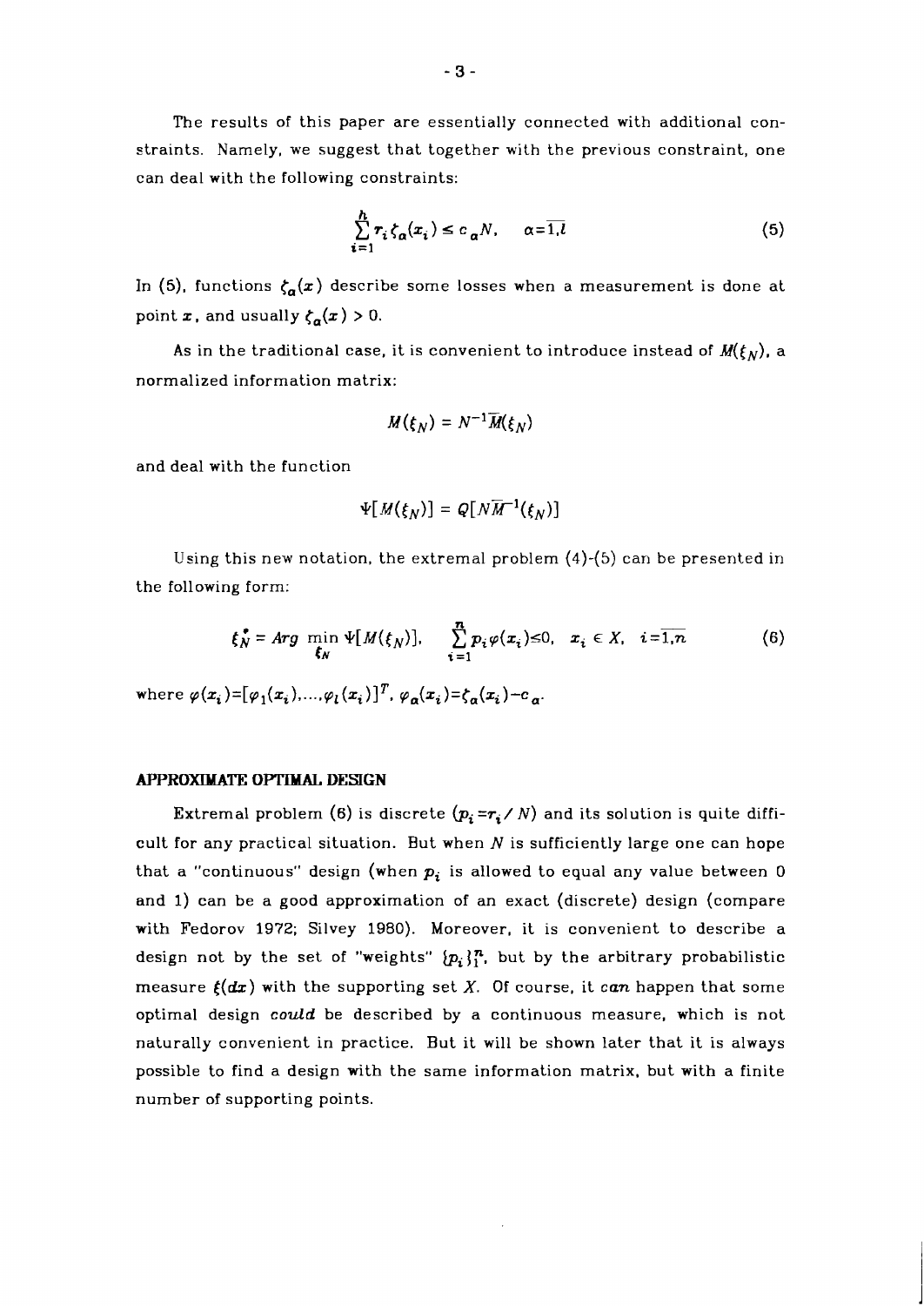The results of this paper are essentially connected with additional constraints. Namely, we suggest that together with the previous constraint, one can deal with the following constraints:

$$\sum_{i=1}^{h} r_i \zeta_\alpha(x_i) \leq c_\alpha N, \quad \alpha=\overline{1,l} \tag{5}$$

In (5), functions $\zeta_\alpha(x)$ describe some losses when a measurement is done at point $x$, and usually $\zeta_\alpha(x) > 0$.

As in the traditional case, it is convenient to introduce instead of $M(\xi_N)$, a normalized information matrix:

$$M(\xi_N) = N^{-1}\overline{M}(\xi_N)$$

and deal with the function

$$\Psi[M(\xi_N)] = Q[N\overline{M}^{-1}(\xi_N)]$$

Using this new notation, the extremal problem (4)-(5) can be presented in the following form:

$$\xi_N^* = Arg \min_{\xi_N} \Psi[M(\xi_N)], \quad \sum_{i=1}^{n} p_i \varphi(x_i) \leq 0, \quad x_i \in X, \quad i=\overline{1,n} \tag{6}$$

where $\varphi(x_i)=[\varphi_1(x_i),\ldots,\varphi_l(x_i)]^T$, $\varphi_\alpha(x_i)=\zeta_\alpha(x_i)-c_\alpha$.

## APPROXIMATE OPTIMAL DESIGN

Extremal problem (6) is discrete ($p_i = r_i / N$) and its solution is quite difficult for any practical situation. But when $N$ is sufficiently large one can hope that a "continuous" design (when $p_i$ is allowed to equal any value between 0 and 1) can be a good approximation of an exact (discrete) design (compare with Fedorov 1972; Silvey 1980). Moreover, it is convenient to describe a design not by the set of "weights" $\{p_i\}_1^n$, but by the arbitrary probabilistic measure $\xi(dx)$ with the supporting set $X$. Of course, it *can* happen that some optimal design *could* be described by a continuous measure, which is not naturally convenient in practice. But it will be shown later that it is always possible to find a design with the same information matrix, but with a finite number of supporting points.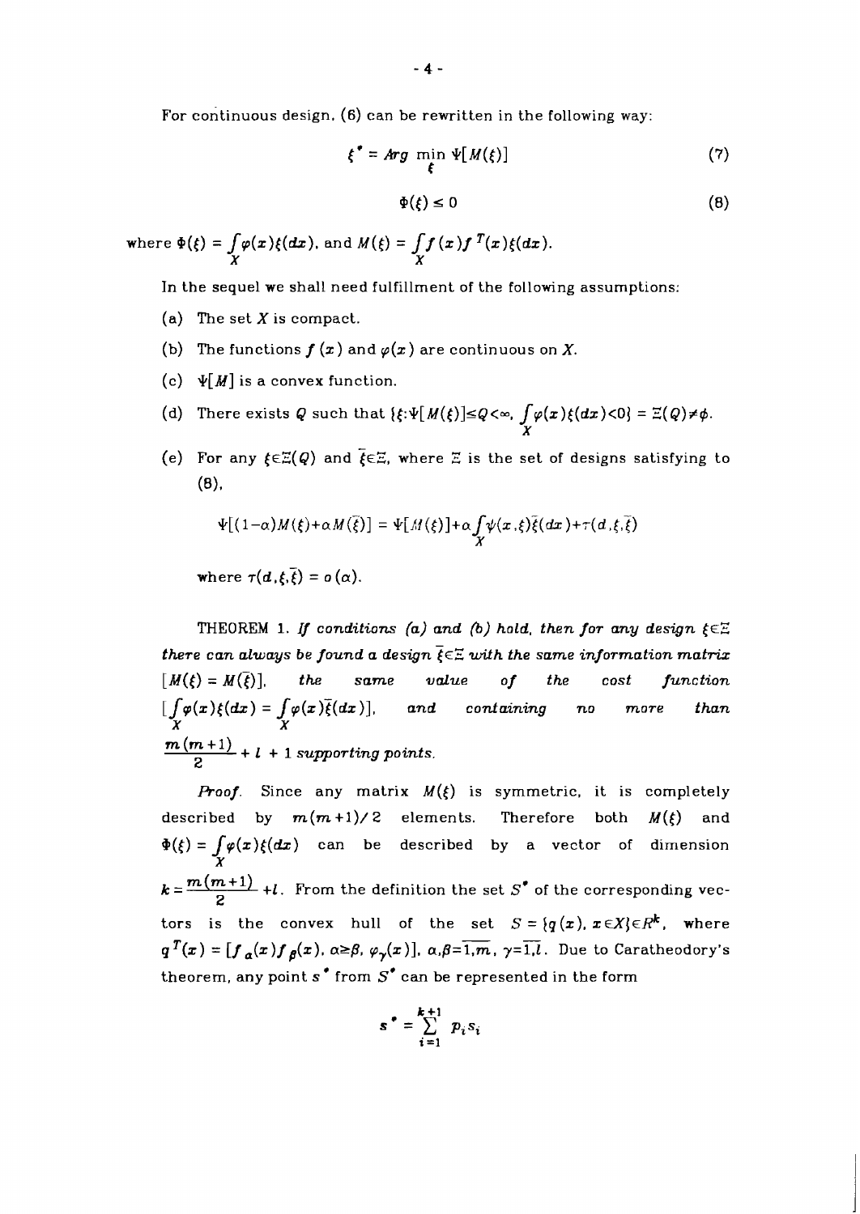For continuous design, (6) can be rewritten in the following way:

$$\xi^* = Arg \min_{\xi} \Psi[M(\xi)] \tag{7}$$

$$\Phi(\xi) \leq 0 \tag{8}$$

where $\Phi(\xi) = \int_X \varphi(x)\xi(dx)$, and $M(\xi) = \int_X f(x) f^T(x)\xi(dx)$.

In the sequel we shall need fulfillment of the following assumptions:

(a) The set $X$ is compact.

(b) The functions $f(x)$ and $\varphi(x)$ are continuous on $X$.

(c) $\Psi[M]$ is a convex function.

(d) There exists $Q$ such that $\{\xi : \Psi[M(\xi)] \leq Q < \infty, \int_X \varphi(x)\xi(dx) < 0\} = \Xi(Q) \neq \phi$.

(e) For any $\xi \in \Xi(Q)$ and $\bar{\xi} \in \Xi$, where $\Xi$ is the set of designs satisfying to (8),

$$\Psi[(1-\alpha)M(\xi) + \alpha M(\bar{\xi})] = \Psi[M(\xi)] + \alpha \int_X \psi(x,\xi)\bar{\xi}(dx) + \tau(d,\xi,\bar{\xi})$$

where $\tau(d,\xi,\bar{\xi}) = o(\alpha)$.

THEOREM 1. *If conditions (a) and (b) hold, then for any design $\xi \in \Xi$ there can always be found a design $\bar{\xi} \in \Xi$ with the same information matrix $[M(\xi) = M(\bar{\xi})]$, the same value of the cost function $[\int_X \varphi(x)\xi(dx) = \int_X \varphi(x)\bar{\xi}(dx)]$, and containing no more than $\frac{m(m+1)}{2} + l + 1$ supporting points.*

*Proof.* Since any matrix $M(\xi)$ is symmetric, it is completely described by $m(m+1)/2$ elements. Therefore both $M(\xi)$ and $\Phi(\xi) = \int_X \varphi(x)\xi(dx)$ can be described by a vector of dimension $k = \frac{m(m+1)}{2} + l$. From the definition the set $S^*$ of the corresponding vectors is the convex hull of the set $S = \{q(x), x \in X\} \in R^k$, where $q^T(x) = [f_\alpha(x) f_\beta(x), \alpha \geq \beta, \varphi_\gamma(x)]$, $\alpha,\beta = \overline{1,m}$, $\gamma = \overline{1,l}$. Due to Caratheodory's theorem, any point $s^*$ from $S^*$ can be represented in the form

$$s^* = \sum_{i=1}^{k+1} p_i s_i$$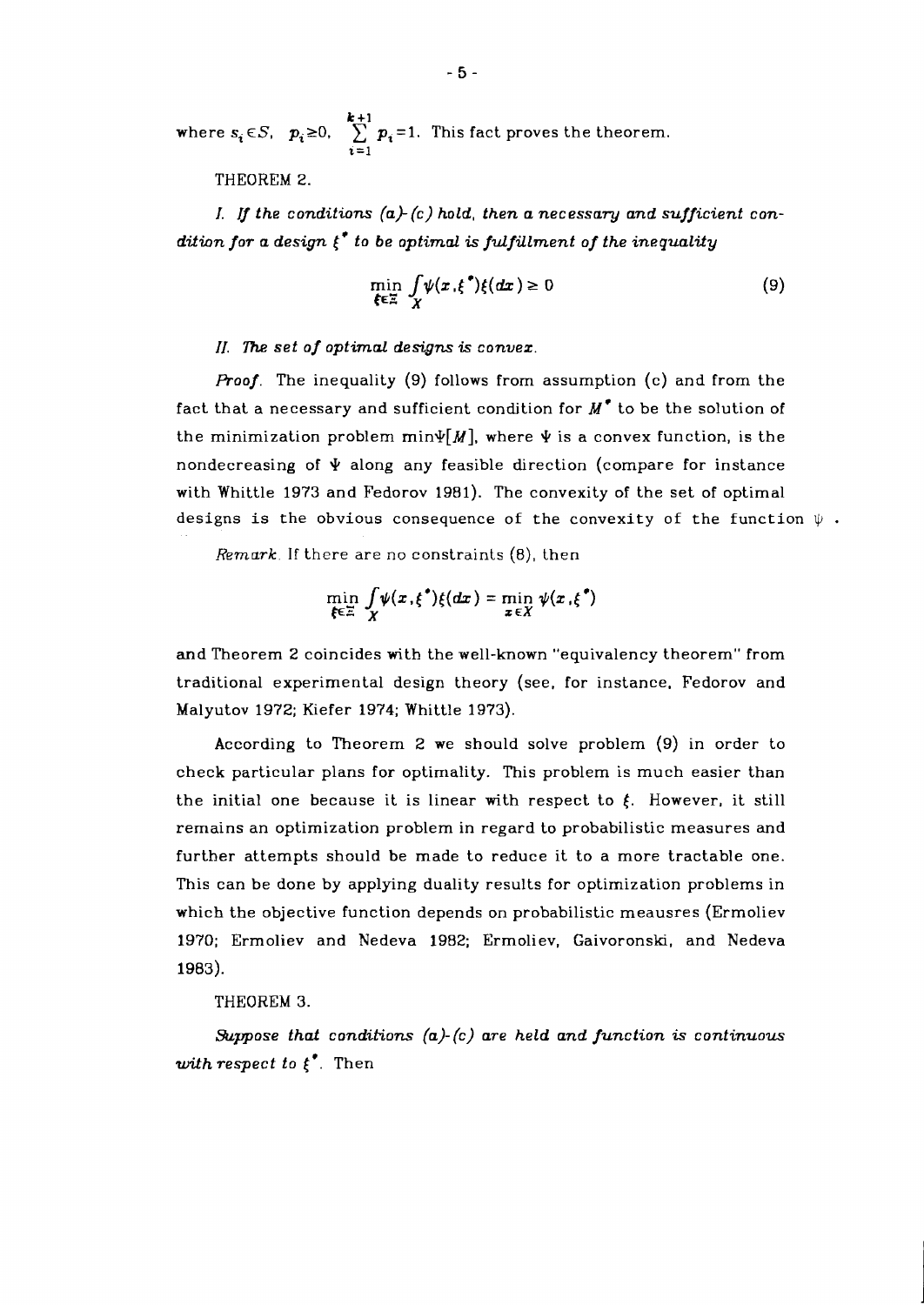where $s_i \in S$, $p_i \geq 0$, $\sum_{i=1}^{k+1} p_i = 1$. This fact proves the theorem.

THEOREM 2.

*I. If the conditions (a)-(c) hold, then a necessary and sufficient condition for a design $\xi^*$ to be optimal is fulfillment of the inequality*

$$\min_{\xi \in \Xi} \int_X \psi(x, \xi^*) \xi(dx) \geq 0 \tag{9}$$

*II. The set of optimal designs is convex.*

*Proof.* The inequality (9) follows from assumption (c) and from the fact that a necessary and sufficient condition for $M^*$ to be the solution of the minimization problem $\min \Psi[M]$, where $\Psi$ is a convex function, is the nondecreasing of $\Psi$ along any feasible direction (compare for instance with Whittle 1973 and Fedorov 1981). The convexity of the set of optimal designs is the obvious consequence of the convexity of the function $\psi$.

*Remark.* If there are no constraints (8), then

$$\min_{\xi \in \Xi} \int_X \psi(x, \xi^*) \xi(dx) = \min_{x \in X} \psi(x, \xi^*)$$

and Theorem 2 coincides with the well-known "equivalency theorem" from traditional experimental design theory (see, for instance, Fedorov and Malyutov 1972; Kiefer 1974; Whittle 1973).

According to Theorem 2 we should solve problem (9) in order to check particular plans for optimality. This problem is much easier than the initial one because it is linear with respect to $\xi$. However, it still remains an optimization problem in regard to probabilistic measures and further attempts should be made to reduce it to a more tractable one. This can be done by applying duality results for optimization problems in which the objective function depends on probabilistic meausres (Ermoliev 1970; Ermoliev and Nedeva 1982; Ermoliev, Gaivoronski, and Nedeva 1983).

THEOREM 3.

*Suppose that conditions (a)-(c) are held and function is continuous with respect to $\xi^*$.* Then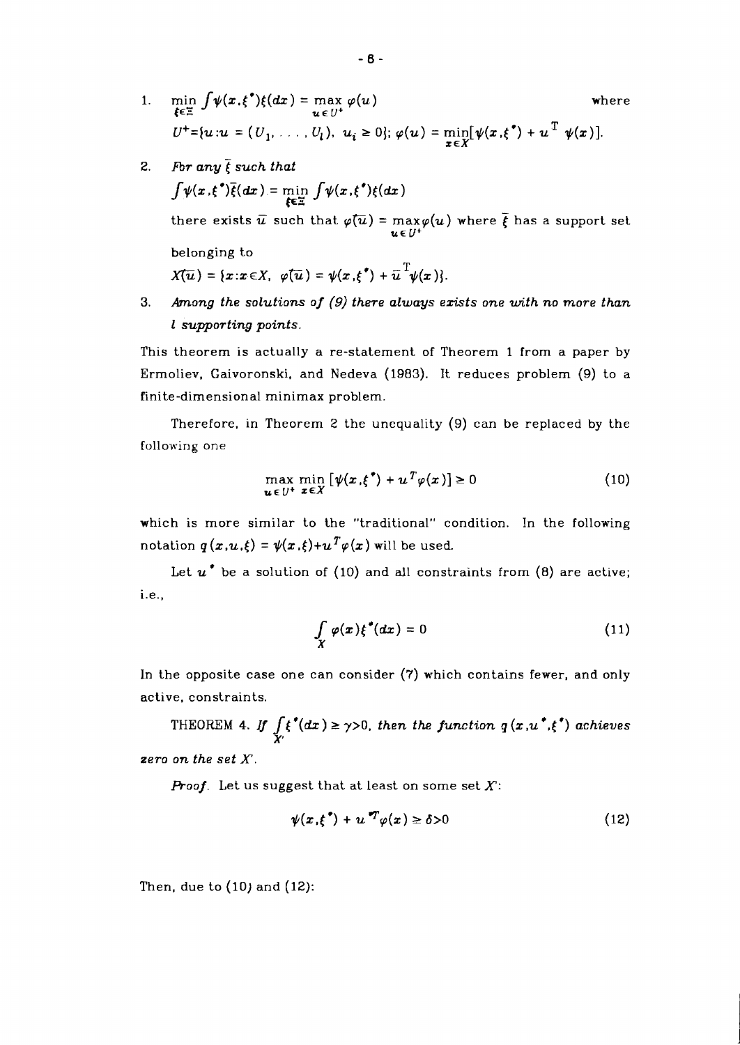1. $\min_{\xi \in \Xi} \int \psi(x, \xi^*) \xi(dx) = \max_{u \in U^+} \varphi(u)$ where $U^+ = \{u : u = (U_1, \ldots, U_l),\ u_i \geq 0\}$; $\varphi(u) = \min_{x \in X} [\psi(x, \xi^*) + u^T \psi(x)]$.

2. *For any* $\bar{\xi}$ *such that*
   $\int \psi(x, \xi^*) \bar{\xi}(dx) = \min_{\xi \in \Xi} \int \psi(x, \xi^*) \xi(dx)$
   there exists $\bar{u}$ such that $\varphi(\bar{u}) = \max_{u \in U^+} \varphi(u)$ where $\bar{\xi}$ has a support set belonging to
   $X(\bar{u}) = \{x : x \in X,\ \varphi(\bar{u}) = \psi(x, \xi^*) + \bar{u}^T \psi(x)\}$.

3. *Among the solutions of (9) there always exists one with no more than* $l$ *supporting points.*

This theorem is actually a re-statement of Theorem 1 from a paper by Ermoliev, Gaivoronski, and Nedeva (1983). It reduces problem (9) to a finite-dimensional minimax problem.

Therefore, in Theorem 2 the unequality (9) can be replaced by the following one

$$\max_{u \in U^+} \min_{x \in X} [\psi(x, \xi^*) + u^T \varphi(x)] \geq 0 \tag{10}$$

which is more similar to the "traditional" condition. In the following notation $q(x, u, \xi) = \psi(x, \xi) + u^T \varphi(x)$ will be used.

Let $u^*$ be a solution of (10) and all constraints from (8) are active; i.e.,

$$\int_X \varphi(x) \xi^*(dx) = 0 \tag{11}$$

In the opposite case one can consider (7) which contains fewer, and only active, constraints.

THEOREM 4. *If* $\int_{X'} \xi^*(dx) \geq \gamma > 0$, *then the function* $q(x, u^*, \xi^*)$ *achieves zero on the set* $X'$.

*Proof.* Let us suggest that at least on some set $X'$:

$$\psi(x, \xi^*) + u^{*T} \varphi(x) \geq \delta > 0 \tag{12}$$

Then, due to (10) and (12):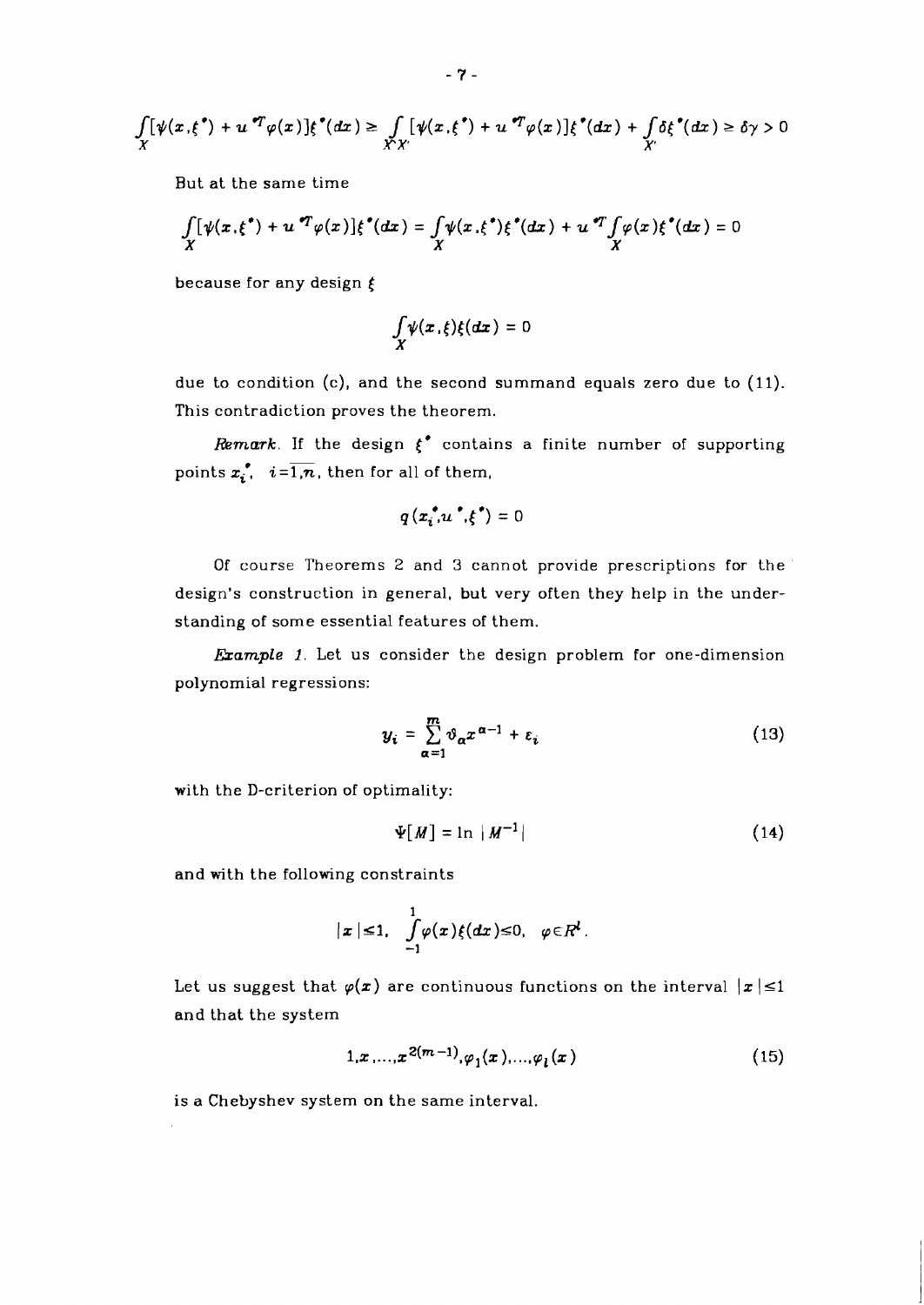$$\int_X [\psi(x,\xi^*) + u^{*T}\varphi(x)]\xi^*(dx) \geq \int_{X \setminus X'} [\psi(x,\xi^*) + u^{*T}\varphi(x)]\xi^*(dx) + \int_{X'} \delta\xi^*(dx) \geq \delta\gamma > 0$$

But at the same time

$$\int_X [\psi(x,\xi^*) + u^{*T}\varphi(x)]\xi^*(dx) = \int_X \psi(x,\xi^*)\xi^*(dx) + u^{*T}\int_X \varphi(x)\xi^*(dx) = 0$$

because for any design $\xi$

$$\int_X \psi(x,\xi)\xi(dx) = 0$$

due to condition (c), and the second summand equals zero due to (11). This contradiction proves the theorem.

*Remark.* If the design $\xi^*$ contains a finite number of supporting points $x_i^*$, $i=\overline{1,n}$, then for all of them,

$$q(x_i^*, u^*, \xi^*) = 0$$

Of course Theorems 2 and 3 cannot provide prescriptions for the design's construction in general, but very often they help in the understanding of some essential features of them.

*Example 1.* Let us consider the design problem for one-dimension polynomial regressions:

$$y_i = \sum_{\alpha=1}^{m} \vartheta_\alpha x^{\alpha-1} + \varepsilon_i \tag{13}$$

with the D-criterion of optimality:

$$\Psi[M] = \ln |M^{-1}| \tag{14}$$

and with the following constraints

$$|x| \leq 1, \quad \int_{-1}^{1} \varphi(x)\xi(dx) \leq 0, \quad \varphi \in R^l.$$

Let us suggest that $\varphi(x)$ are continuous functions on the interval $|x| \leq 1$ and that the system

$$1, x, \ldots, x^{2(m-1)}, \varphi_1(x), \ldots, \varphi_l(x) \tag{15}$$

is a Chebyshev system on the same interval.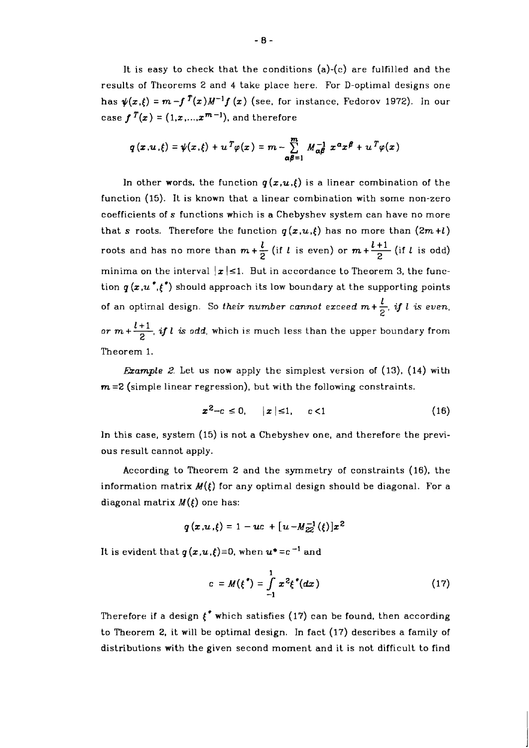It is easy to check that the conditions (a)-(c) are fulfilled and the results of Theorems 2 and 4 take place here. For D-optimal designs one has $\psi(x,\xi) = m - f^T(x)M^{-1}f(x)$ (see, for instance, Fedorov 1972). In our case $f^T(x) = (1, x, \ldots, x^{m-1})$, and therefore

$$q(x,u,\xi) = \psi(x,\xi) + u^T\varphi(x) = m - \sum_{\alpha\beta=1}^{m} M_{\alpha\beta}^{-1} x^\alpha x^\beta + u^T\varphi(x)$$

In other words, the function $q(x,u,\xi)$ is a linear combination of the function (15). It is known that a linear combination with some non-zero coefficients of $s$ functions which is a Chebyshev system can have no more that $s$ roots. Therefore the function $q(x,u,\xi)$ has no more than $(2m+l)$ roots and has no more than $m+\frac{l}{2}$ (if $l$ is even) or $m+\frac{l+1}{2}$ (if $l$ is odd) minima on the interval $|x|\leq 1$. But in accordance to Theorem 3, the function $q(x,u^*,\xi^*)$ should approach its low boundary at the supporting points of an optimal design. So *their number cannot exceed $m+\frac{l}{2}$, if $l$ is even, or $m+\frac{l+1}{2}$, if $l$ is odd*, which is much less than the upper boundary from Theorem 1.

*Example 2.* Let us now apply the simplest version of (13), (14) with $m=2$ (simple linear regression), but with the following constraints.

$$x^2 - c \leq 0, \quad |x|\leq 1, \quad c<1 \tag{16}$$

In this case, system (15) is not a Chebyshev one, and therefore the previous result cannot apply.

According to Theorem 2 and the symmetry of constraints (16), the information matrix $M(\xi)$ for any optimal design should be diagonal. For a diagonal matrix $M(\xi)$ one has:

$$q(x,u,\xi) = 1 - uc + [u - M_{22}^{-1}(\xi)]x^2$$

It is evident that $q(x,u,\xi)\equiv 0$, when $u^* = c^{-1}$ and

$$c = M(\xi^*) = \int_{-1}^{1} x^2 \xi^*(dx) \tag{17}$$

Therefore if a design $\xi^*$ which satisfies (17) can be found, then according to Theorem 2, it will be optimal design. In fact (17) describes a family of distributions with the given second moment and it is not difficult to find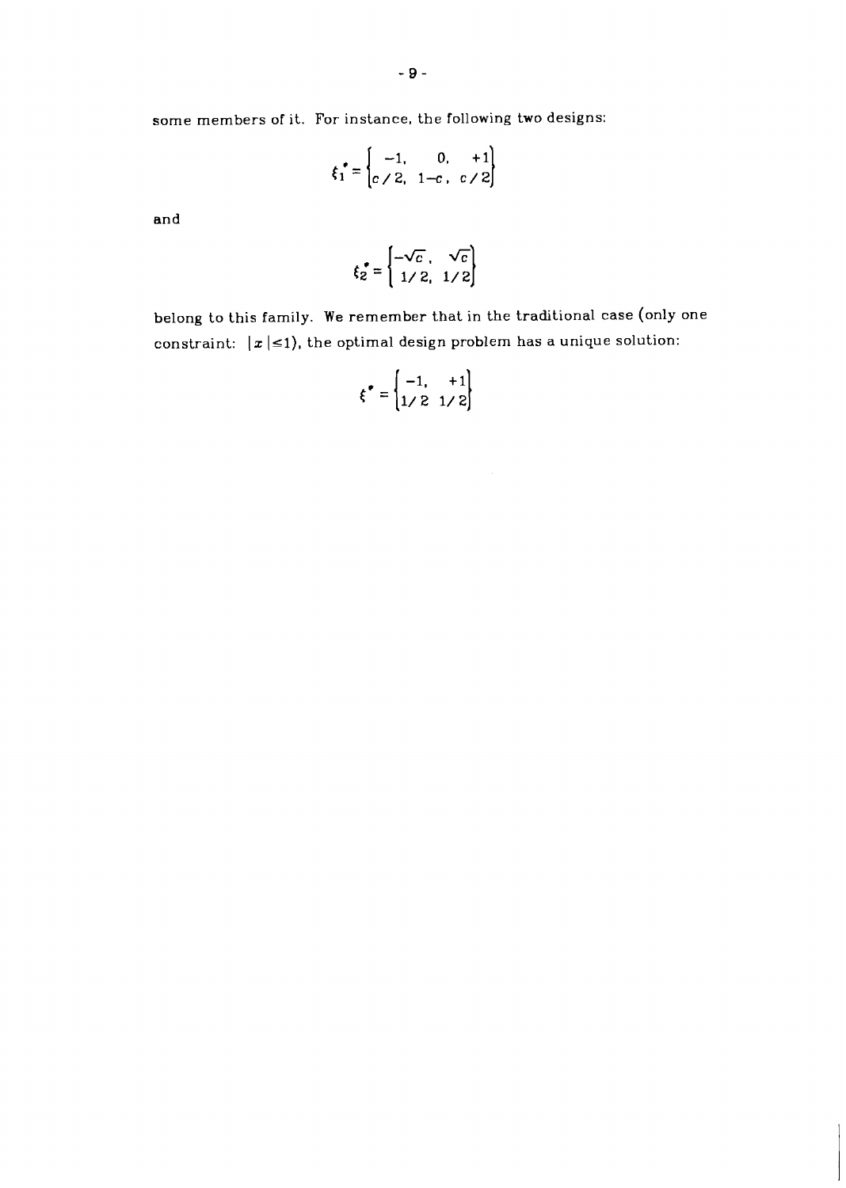some members of it. For instance, the following two designs:

$$\xi_1^* = \begin{Bmatrix} -1, & 0, & +1 \\ c/2, & 1-c, & c/2 \end{Bmatrix}$$

and

$$\xi_2^* = \begin{Bmatrix} -\sqrt{c}, & \sqrt{c} \\ 1/2, & 1/2 \end{Bmatrix}$$

belong to this family. We remember that in the traditional case (only one constraint: $|x| \leq 1$), the optimal design problem has a unique solution:

$$\xi^* = \begin{Bmatrix} -1, & +1 \\ 1/2 & 1/2 \end{Bmatrix}$$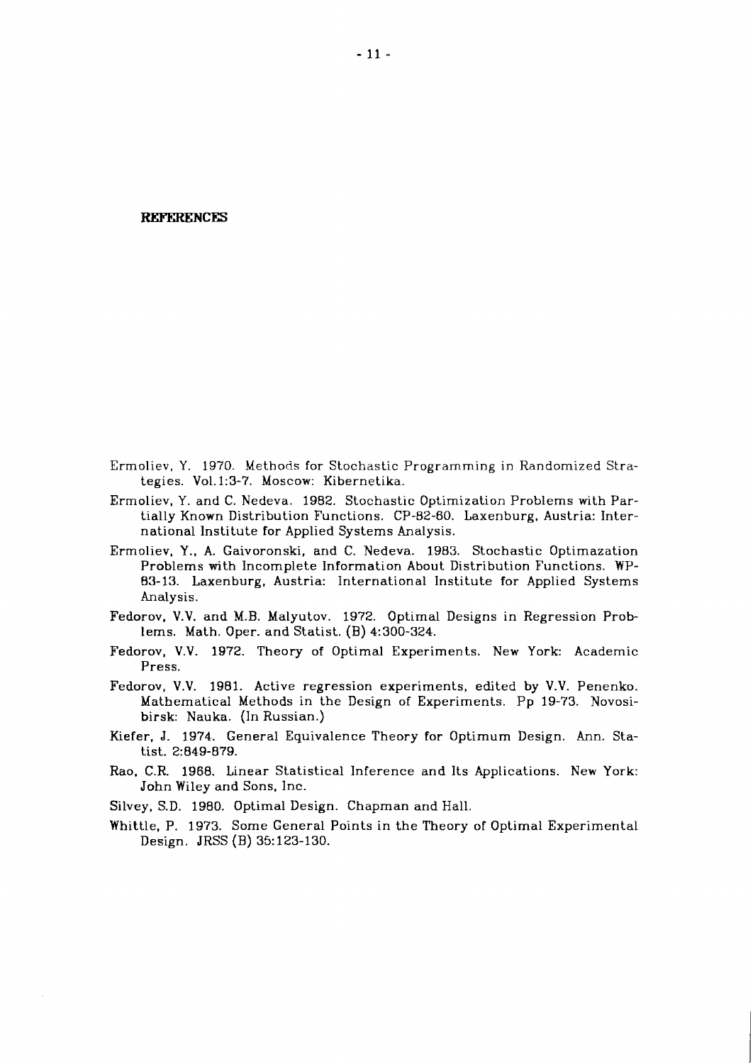**REFERENCES**

Ermoliev, Y. 1970. Methods for Stochastic Programming in Randomized Strategies. Vol.1:3-7. Moscow: Kibernetika.

Ermoliev, Y. and C. Nedeva. 1982. Stochastic Optimization Problems with Partially Known Distribution Functions. CP-82-60. Laxenburg, Austria: International Institute for Applied Systems Analysis.

Ermoliev, Y., A. Gaivoronski, and C. Nedeva. 1983. Stochastic Optimazation Problems with Incomplete Information About Distribution Functions. WP-83-13. Laxenburg, Austria: International Institute for Applied Systems Analysis.

Fedorov, V.V. and M.B. Malyutov. 1972. Optimal Designs in Regression Problems. Math. Oper. and Statist. (B) 4:300-324.

Fedorov, V.V. 1972. Theory of Optimal Experiments. New York: Academic Press.

Fedorov, V.V. 1981. Active regression experiments, edited by V.V. Penenko. Mathematical Methods in the Design of Experiments. Pp 19-73. Novosibirsk: Nauka. (In Russian.)

Kiefer, J. 1974. General Equivalence Theory for Optimum Design. Ann. Statist. 2:849-879.

Rao, C.R. 1968. Linear Statistical Inference and Its Applications. New York: John Wiley and Sons, Inc.

Silvey, S.D. 1980. Optimal Design. Chapman and Hall.

Whittle, P. 1973. Some General Points in the Theory of Optimal Experimental Design. JRSS (B) 35:123-130.